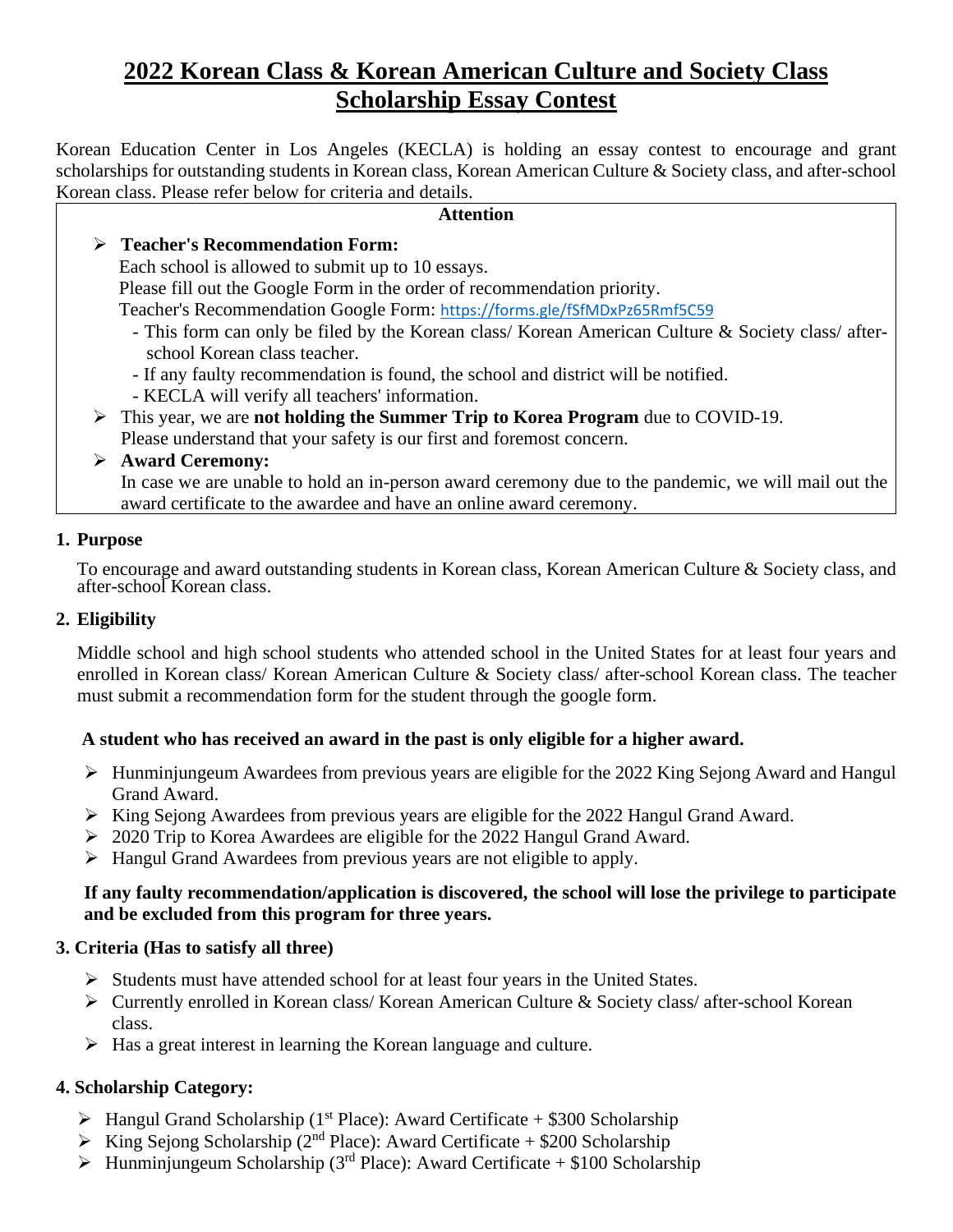# 2022 Korean Class & Korean American Culture and Society Class Scholarship Essay Contest

Korean Education Center in Los Angeles (KECLA) is holding an essay contest to encourage and grant scholarships for outstanding students in Korean class, Korean American Culture & Society class, and after-school Korean class. Please refer below for criteria and details.

**Attention**

- **Teacher's Recommendation Form:**
  Each school is allowed to submit up to 10 essays.
  Please fill out the Google Form in the order of recommendation priority.
  Teacher's Recommendation Google Form: https://forms.gle/fSfMDxPz65Rmf5C59
  - This form can only be filed by the Korean class/ Korean American Culture & Society class/ after-school Korean class teacher.
  - If any faulty recommendation is found, the school and district will be notified.
  - KECLA will verify all teachers' information.
- This year, we are **not holding the Summer Trip to Korea Program** due to COVID-19. Please understand that your safety is our first and foremost concern.
- **Award Ceremony:**
  In case we are unable to hold an in-person award ceremony due to the pandemic, we will mail out the award certificate to the awardee and have an online award ceremony.

## 1. Purpose

To encourage and award outstanding students in Korean class, Korean American Culture & Society class, and after-school Korean class.

## 2. Eligibility

Middle school and high school students who attended school in the United States for at least four years and enrolled in Korean class/ Korean American Culture & Society class/ after-school Korean class. The teacher must submit a recommendation form for the student through the google form.

**A student who has received an award in the past is only eligible for a higher award.**

- Hunminjungeum Awardees from previous years are eligible for the 2022 King Sejong Award and Hangul Grand Award.
- King Sejong Awardees from previous years are eligible for the 2022 Hangul Grand Award.
- 2020 Trip to Korea Awardees are eligible for the 2022 Hangul Grand Award.
- Hangul Grand Awardees from previous years are not eligible to apply.

**If any faulty recommendation/application is discovered, the school will lose the privilege to participate and be excluded from this program for three years.**

## 3. Criteria (Has to satisfy all three)

- Students must have attended school for at least four years in the United States.
- Currently enrolled in Korean class/ Korean American Culture & Society class/ after-school Korean class.
- Has a great interest in learning the Korean language and culture.

## 4. Scholarship Category:

- Hangul Grand Scholarship (1st Place): Award Certificate + $300 Scholarship
- King Sejong Scholarship (2nd Place): Award Certificate + $200 Scholarship
- Hunminjungeum Scholarship (3rd Place): Award Certificate + $100 Scholarship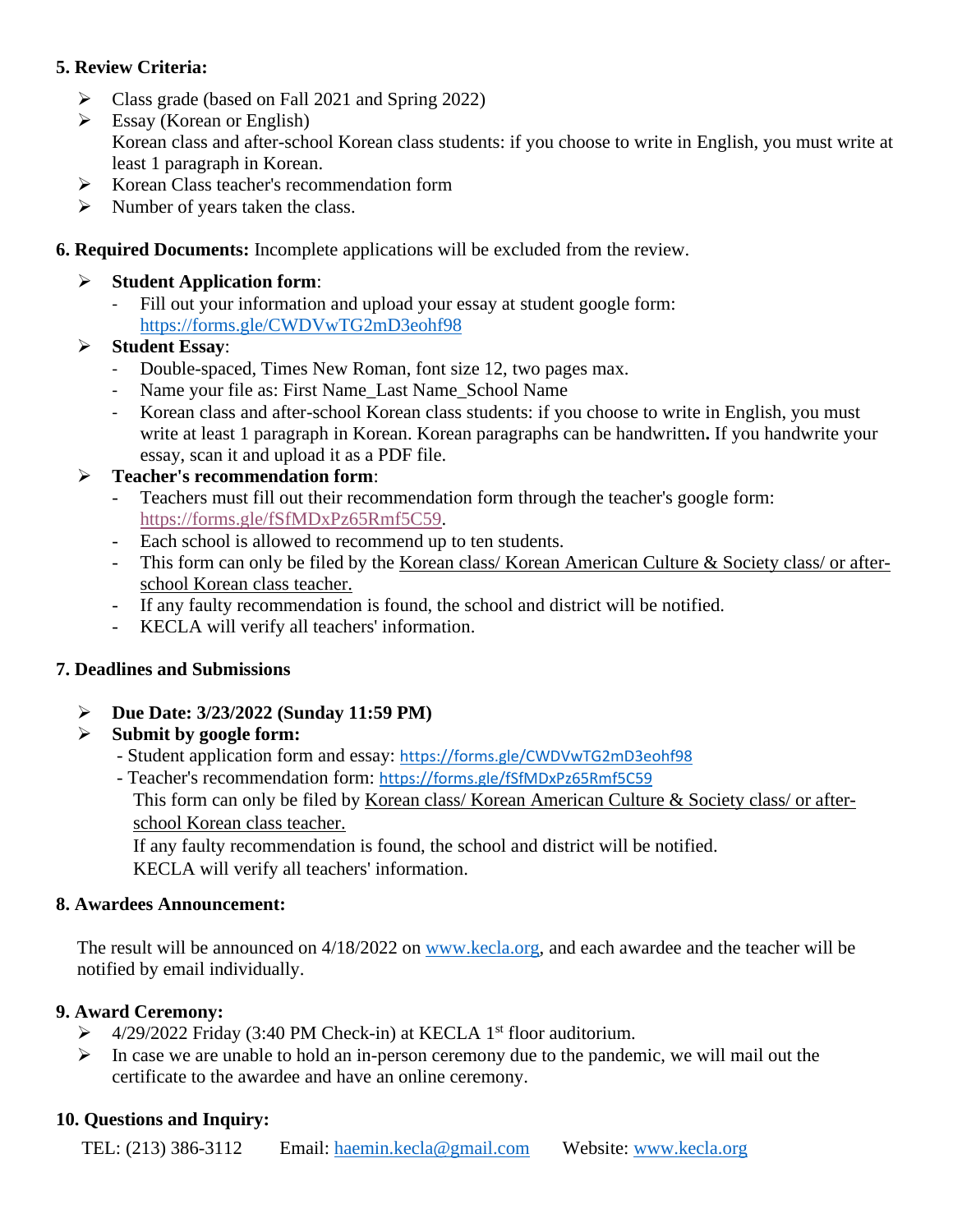### 5. Review Criteria:

- Class grade (based on Fall 2021 and Spring 2022)
- Essay (Korean or English)
  Korean class and after-school Korean class students: if you choose to write in English, you must write at least 1 paragraph in Korean.
- Korean Class teacher's recommendation form
- Number of years taken the class.

### 6. Required Documents: Incomplete applications will be excluded from the review.

- **Student Application form**:
  - Fill out your information and upload your essay at student google form: https://forms.gle/CWDVwTG2mD3eohf98
- **Student Essay**:
  - Double-spaced, Times New Roman, font size 12, two pages max.
  - Name your file as: First Name_Last Name_School Name
  - Korean class and after-school Korean class students: if you choose to write in English, you must write at least 1 paragraph in Korean. Korean paragraphs can be handwritten**.** If you handwrite your essay, scan it and upload it as a PDF file.
- **Teacher's recommendation form**:
  - Teachers must fill out their recommendation form through the teacher's google form: https://forms.gle/fSfMDxPz65Rmf5C59.
  - Each school is allowed to recommend up to ten students.
  - This form can only be filed by the Korean class/ Korean American Culture & Society class/ or after-school Korean class teacher.
  - If any faulty recommendation is found, the school and district will be notified.
  - KECLA will verify all teachers' information.

### 7. Deadlines and Submissions

- **Due Date: 3/23/2022 (Sunday 11:59 PM)**
- **Submit by google form:**
  - Student application form and essay: https://forms.gle/CWDVwTG2mD3eohf98
  - Teacher's recommendation form: https://forms.gle/fSfMDxPz65Rmf5C59
    This form can only be filed by Korean class/ Korean American Culture & Society class/ or after-school Korean class teacher.
    If any faulty recommendation is found, the school and district will be notified.
    KECLA will verify all teachers' information.

### 8. Awardees Announcement:

The result will be announced on 4/18/2022 on www.kecla.org, and each awardee and the teacher will be notified by email individually.

### 9. Award Ceremony:

- 4/29/2022 Friday (3:40 PM Check-in) at KECLA 1st floor auditorium.
- In case we are unable to hold an in-person ceremony due to the pandemic, we will mail out the certificate to the awardee and have an online ceremony.

### 10. Questions and Inquiry:

TEL: (213) 386-3112 Email: haemin.kecla@gmail.com Website: www.kecla.org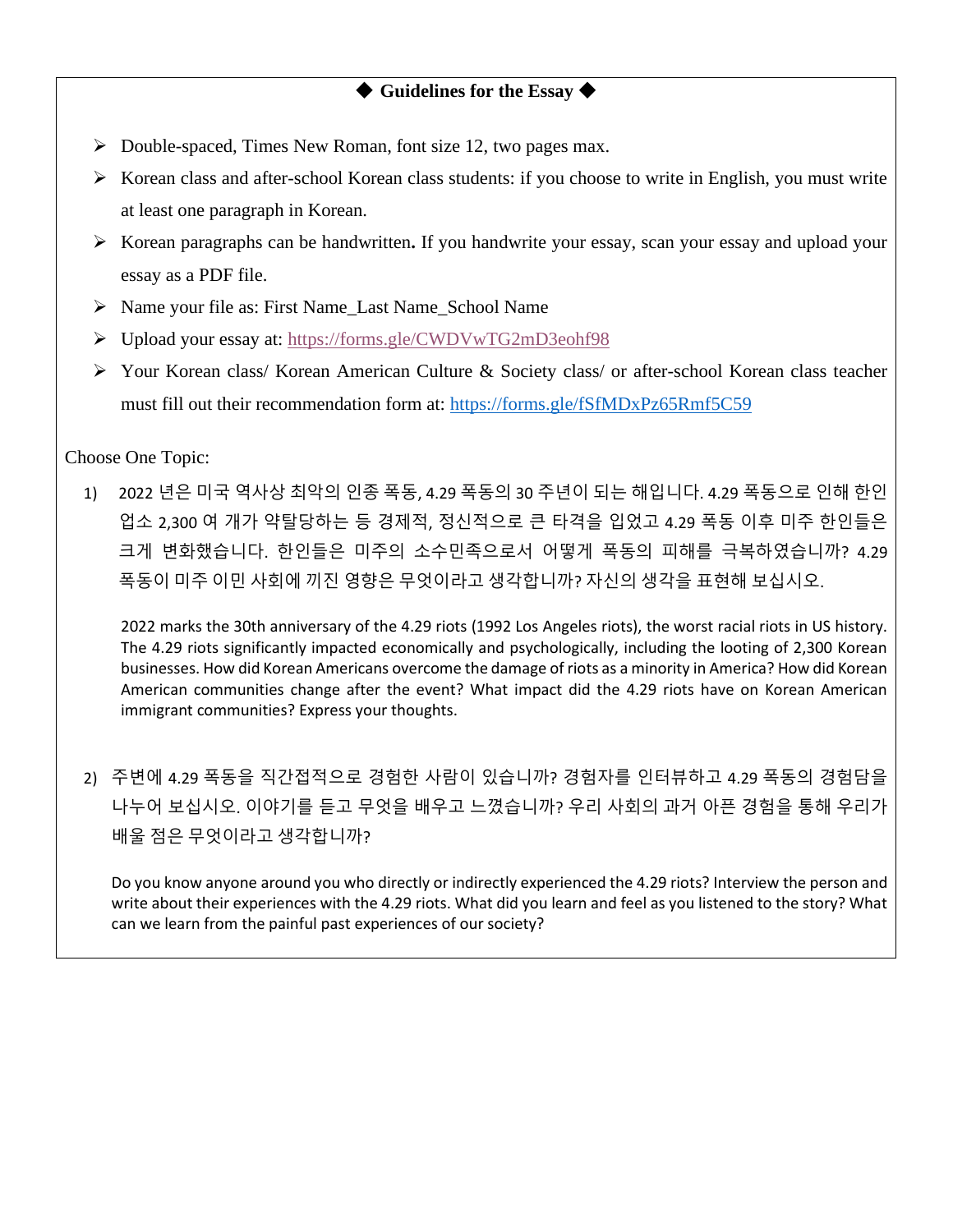## ◆ Guidelines for the Essay ◆

- Double-spaced, Times New Roman, font size 12, two pages max.
- Korean class and after-school Korean class students: if you choose to write in English, you must write at least one paragraph in Korean.
- Korean paragraphs can be handwritten**.** If you handwrite your essay, scan your essay and upload your essay as a PDF file.
- Name your file as: First Name_Last Name_School Name
- Upload your essay at: https://forms.gle/CWDVwTG2mD3eohf98
- Your Korean class/ Korean American Culture & Society class/ or after-school Korean class teacher must fill out their recommendation form at: https://forms.gle/fSfMDxPz65Rmf5C59

Choose One Topic:

1) 2022 년은 미국 역사상 최악의 인종 폭동, 4.29 폭동의 30 주년이 되는 해입니다. 4.29 폭동으로 인해 한인 업소 2,300 여 개가 약탈당하는 등 경제적, 정신적으로 큰 타격을 입었고 4.29 폭동 이후 미주 한인들은 크게 변화했습니다. 한인들은 미주의 소수민족으로서 어떻게 폭동의 피해를 극복하였습니까? 4.29 폭동이 미주 이민 사회에 끼친 영향은 무엇이라고 생각합니까? 자신의 생각을 표현해 보십시오.

   2022 marks the 30th anniversary of the 4.29 riots (1992 Los Angeles riots), the worst racial riots in US history. The 4.29 riots significantly impacted economically and psychologically, including the looting of 2,300 Korean businesses. How did Korean Americans overcome the damage of riots as a minority in America? How did Korean American communities change after the event? What impact did the 4.29 riots have on Korean American immigrant communities? Express your thoughts.

2) 주변에 4.29 폭동을 직간접적으로 경험한 사람이 있습니까? 경험자를 인터뷰하고 4.29 폭동의 경험담을 나누어 보십시오. 이야기를 듣고 무엇을 배우고 느꼈습니까? 우리 사회의 과거 아픈 경험을 통해 우리가 배울 점은 무엇이라고 생각합니까?

   Do you know anyone around you who directly or indirectly experienced the 4.29 riots? Interview the person and write about their experiences with the 4.29 riots. What did you learn and feel as you listened to the story? What can we learn from the painful past experiences of our society?